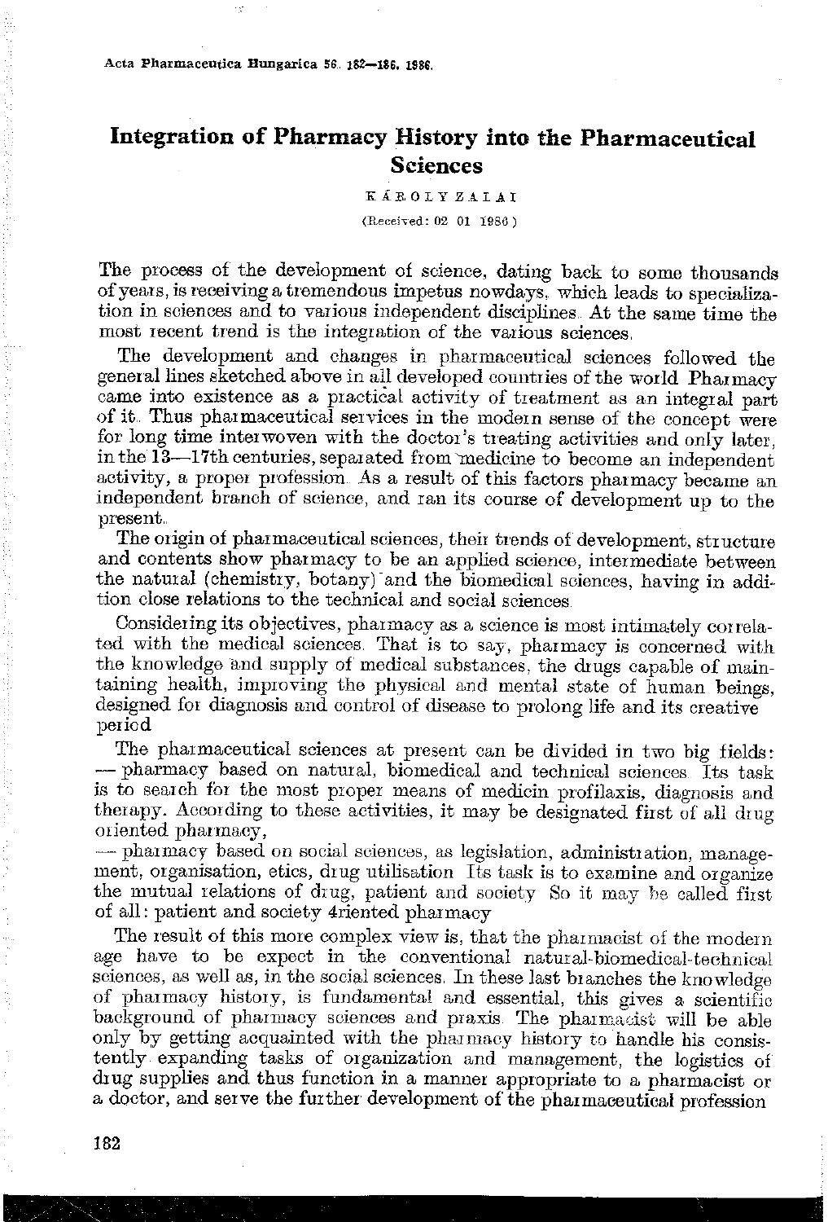# Integration of Pharmacy History into the Pharmaceutical Sciences

KÁROLY ZALAI

(Received: 02 01 1986)

The process of the development of science, dating back to some thousands of years, is receiving a tremendous impetus nowdays, which leads to specialization in sciences and to various independent disciplines. At the same time the most recent trend is the integration of the various sciences.

The development and changes in pharmaceutical sciences followed the general lines sketched above in all developed countries of the world. Pharmacy came into existence as a practical activity of treatment as an integral part of it. Thus pharmaceutical services in the modern sense of the concept were for long time interwoven with the doctor's treating activities and only later, in the 13—17th centuries, separated from medicine to become an independent activity, a proper profession. As a result of this factors pharmacy became an independent branch of science, and ran its course of development up to the present.

The origin of pharmaceutical sciences, their trends of development, structure and contents show pharmacy to be an applied science, intermediate between the natural (chemistry, botany) and the biomedical sciences, having in addition close relations to the technical and social sciences.

Considering its objectives, pharmacy as a science is most intimately correlated with the medical sciences. That is to say, pharmacy is concerned with the knowledge and supply of medical substances, the drugs capable of maintaining health, improving the physical and mental state of human beings, designed for diagnosis and control of disease to prolong life and its creative period

The pharmaceutical sciences at present can be divided in two big fields:
— pharmacy based on natural, biomedical and technical sciences. Its task is to search for the most proper means of medicin profilaxis, diagnosis and therapy. According to these activities, it may be designated first of all drug oriented pharmacy,
— pharmacy based on social sciences, as legislation, administration, management, organisation, etics, drug utilisation. Its task is to examine and organize the mutual relations of drug, patient and society. So it may be called first of all: patient and society 4riented pharmacy

The result of this more complex view is, that the pharmacist of the modern age have to be expect in the conventional natural-biomedical-technical sciences, as well as, in the social sciences. In these last branches the knowledge of pharmacy history, is fundamental and essential, this gives a scientific background of pharmacy sciences and praxis. The pharmacist will be able only by getting acquainted with the pharmacy history to handle his consistently expanding tasks of organization and management, the logistics of drug supplies and thus function in a manner appropriate to a pharmacist or a doctor, and serve the further development of the pharmaceutical profession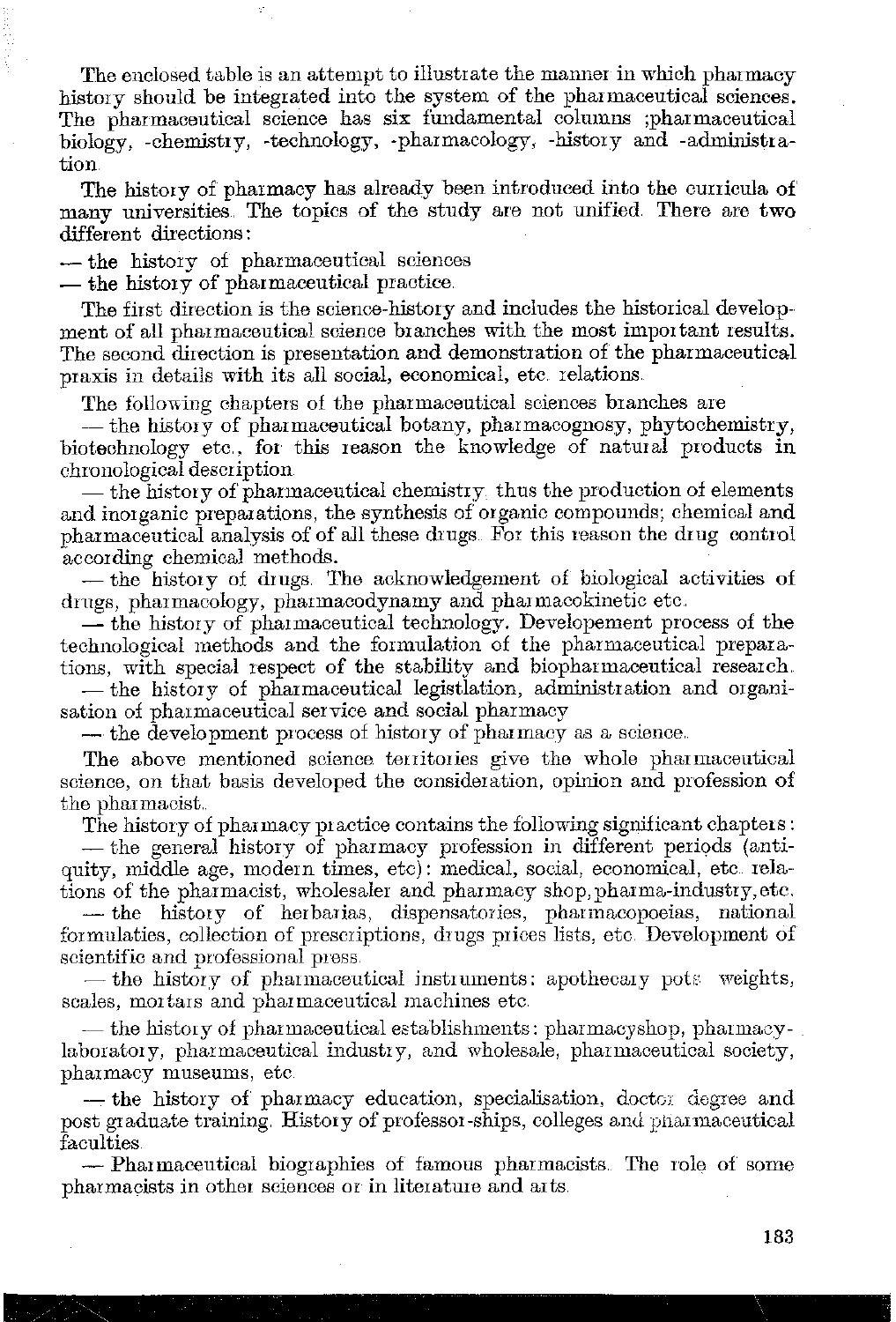The enclosed table is an attempt to illustrate the manner in which pharmacy history should be integrated into the system of the pharmaceutical sciences. The pharmaceutical science has six fundamental columns ;pharmaceutical biology, -chemistry, -technology, -pharmacology, -history and -administration.

The history of pharmacy has already been introduced into the curricula of many universities. The topics of the study are not unified. There are two different directions:

— the history of pharmaceutical sciences
— the history of pharmaceutical practice.

The first direction is the science-history and includes the historical development of all pharmaceutical science branches with the most important results. The second direction is presentation and demonstration of the pharmaceutical praxis in details with its all social, economical, etc. relations.

The following chapters of the pharmaceutical sciences branches are

— the history of pharmaceutical botany, pharmacognosy, phytochemistry, biotechnology etc., for this reason the knowledge of natural products in chronological description.

— the history of pharmaceutical chemistry. thus the production of elements and inorganic preparations, the synthesis of organic compounds; chemical and pharmaceutical analysis of of all these drugs. For this reason the drug control according chemical methods.

— the history of drugs. The acknowledgement of biological activities of drugs, pharmacology, pharmacodynamy and pharmacokinetic etc.

— the history of pharmaceutical technology. Developement process of the technological methods and the formulation of the pharmaceutical preparations, with special respect of the stability and biopharmaceutical research.

— the history of pharmaceutical legistlation, administration and organisation of pharmaceutical service and social pharmacy

— the development process of history of pharmacy as a science.

The above mentioned science territories give the whole pharmaceutical science, on that basis developed the consideration, opinion and profession of the pharmacist.

The history of pharmacy practice contains the following significant chapters:

— the general history of pharmacy profession in different periods (antiquity, middle age, modern times, etc): medical, social, economical, etc. relations of the pharmacist, wholesaler and pharmacy shop, pharma-industry, etc.

— the history of herbarias, dispensatories, pharmacopoeias, national formularies, collection of prescriptions, drugs prices lists, etc. Development of scientific and professional press.

— the history of pharmaceutical instruments: apothecary pots weights, scales, mortars and pharmaceutical machines etc.

— the history of pharmaceutical establishments: pharmacyshop, pharmacy-laboratory, pharmaceutical industry, and wholesale, pharmaceutical society, pharmacy museums, etc.

— the history of pharmacy education, specialisation, doctor degree and post graduate training. History of professor-ships, colleges and pharmaceutical faculties.

— Pharmaceutical biographies of famous pharmacists. The role of some pharmacists in other sciences or in literature and arts.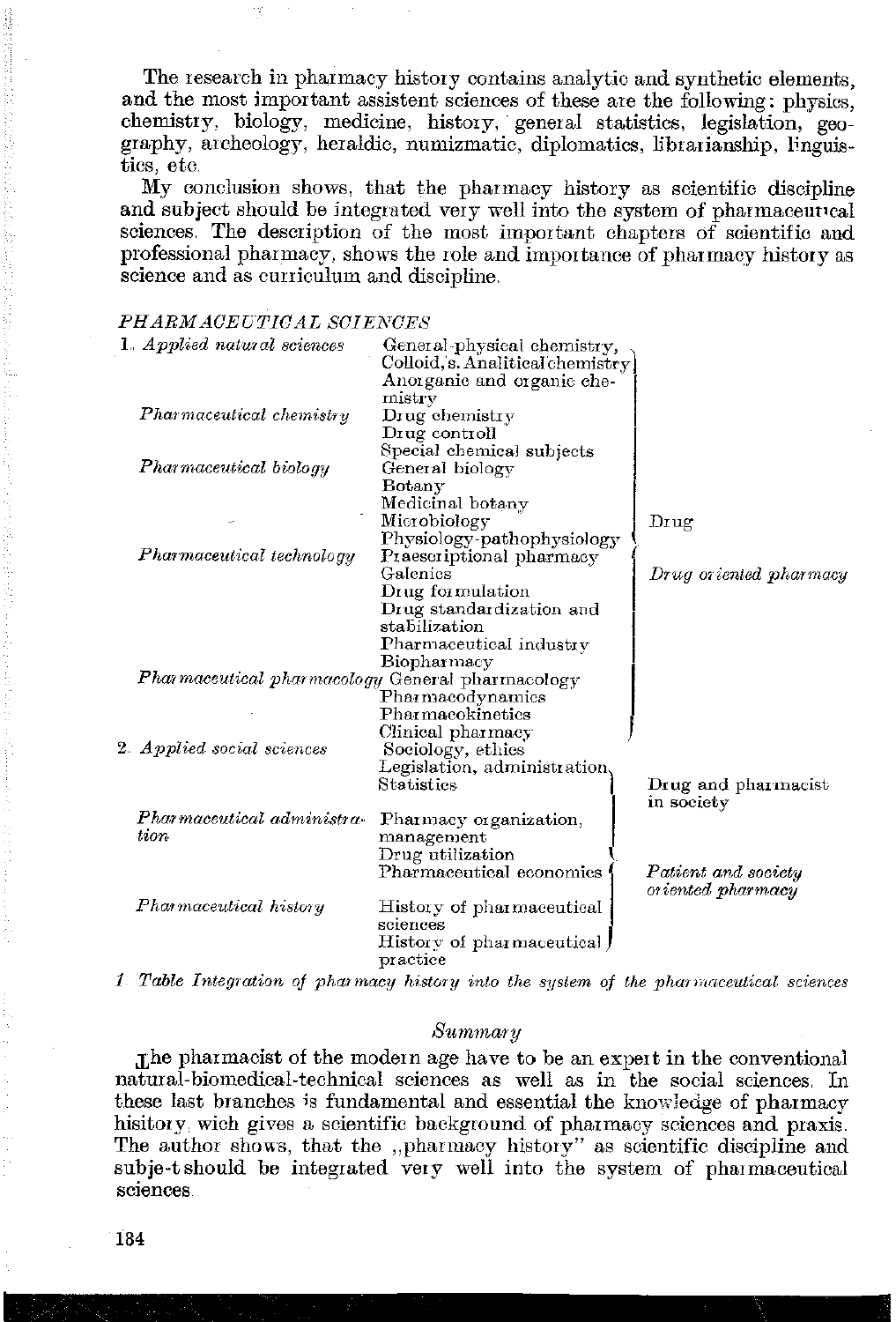The research in pharmacy history contains analytic and synthetic elements, and the most important assistent sciences of these are the following: physics, chemistry, biology, medicine, history, general statistics, legislation, geography, archeology, heraldic, numizmatic, diplomatics, librarianship, linguistics, etc.

My conclusion shows, that the pharmacy history as scientific discipline and subject should be integrated very well into the system of pharmaceutical sciences. The description of the most important chapters of scientific and professional pharmacy, shows the role and importance of pharmacy history as science and as curriculum and discipline.

*PHARMACEUTICAL SCIENCES*

| | | |
|---|---|---|
| 1. *Applied natural sciences* | General-physical chemistry, Colloid,s. Analitical chemistry Anorganic and organic chemistry | Drug<br><br>*Drug oriented pharmacy* |
| *Pharmaceutical chemistry* | Drug chemistry<br>Drug controll<br>Special chemical subjects | |
| *Pharmaceutical biology* | General biology<br>Botany<br>Medicinal botany<br>Microbiology<br>Physiology-pathophysiology | |
| *Pharmaceutical technology* | Praescriptional pharmacy<br>Galenics<br>Drug formulation<br>Drug standardization and stabilization<br>Pharmaceutical industry<br>Biopharmacy | |
| *Pharmaceutical pharmacology* | General pharmacology<br>Pharmacodynamics<br>Pharmacokinetics<br>Clinical pharmacy | |
| 2. *Applied social sciences* | Sociology, ethics<br>Legislation, administration<br>Statistics | Drug and pharmacist in society<br><br>*Patient and society oriented pharmacy* |
| *Pharmaceutical administration* | Pharmacy organization, management<br>Drug utilization<br>Pharmaceutical economics | |
| *Pharmaceutical history* | History of pharmaceutical sciences<br>History of pharmaceutical practice | |

*1. Table Integration of pharmacy history into the system of the pharmaceutical sciences*

## *Summary*

The pharmacist of the modern age have to be an expert in the conventional natural-biomedical-technical sciences as well as in the social sciences. In these last branches is fundamental and essential the knowledge of pharmacy hisitory, wich gives a scientific background of pharmacy sciences and praxis. The author shows, that the „pharmacy history" as scientific discipline and subje-t should be integrated very well into the system of pharmaceutical sciences.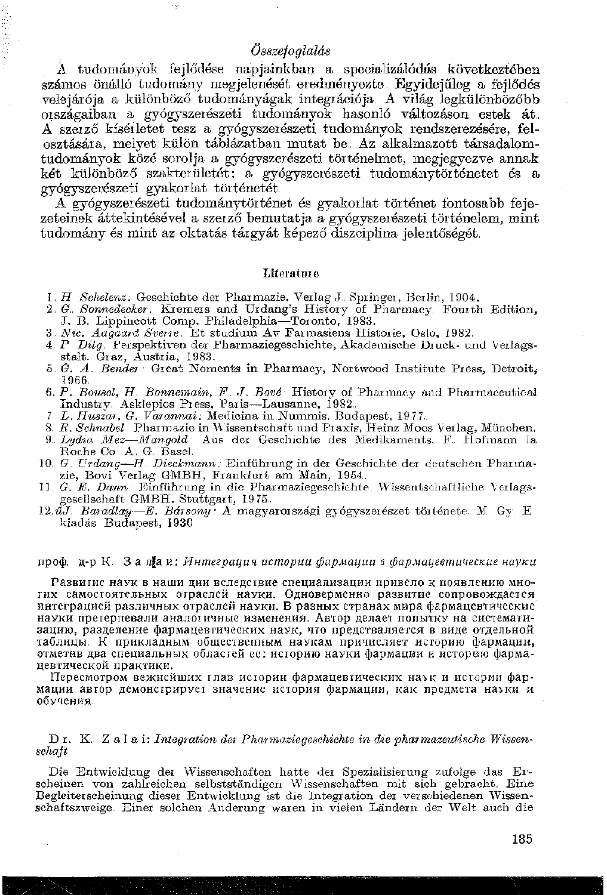### *Összefoglalás*

A tudományok fejlődése napjainkban a specializálódás következtében számos önálló tudomány megjelenését eredményezte. Egyidejűleg a fejlődés velejárója a különböző tudományágak integrációja. A világ legkülönbözőbb országaiban a gyógyszerészeti tudományok hasonló változáson estek át. A szerző kísérletet tesz a gyógyszerészeti tudományok rendszerezésére, felosztására, melyet külön táblázatban mutat be. Az alkalmazott társadalomtudományok közé sorolja a gyógyszerészeti történelmet, megjegyezve annak két különböző szakterületét: a gyógyszerészeti tudománytörténetet és a gyógyszerészeti gyakorlat történetét.

A gyógyszerészeti tudománytörténet és gyakorlat történet fontosabb fejezeteinek áttekintésével a szerző bemutatja a gyógyszerészeti történelem, mint tudomány és mint az oktatás tárgyát képező diszciplina jelentőségét.

### Literature

1. *H. Schelenz*: Geschichte der Pharmazie. Verlag J. Springer, Berlin, 1904.
2. *G. Sonnedecker*. Kremers and Urdang's History of Pharmacy. Fourth Edition, J. B. Lippincott Comp. Philadelphia—Toronto, 1983.
3. *Nic. Aagaard Sverre*: Et studium Av Farmasiens Historie, Oslo, 1982.
4. *P. Dilg*: Perspektiven der Pharmaziegeschichte, Akademische Druck- und Verlagsstalt. Graz, Austria, 1983.
5. *G. A. Bender*: Great Noments in Pharmacy, Nortwood Institute Press, Detroit, 1966.
6. *P. Bousel, H. Bonnemain, F. J. Bové*: History of Pharmacy and Pharmaceutical Industry. Asklepios Press, Paris—Lausanne, 1982.
7. *L. Huszar, G. Varannai*: Medicina in Nummis. Budapest, 1977.
8. *R. Schnabel*: Pharmazie in Wissentschaft und Praxis, Heinz Moos Verlag, München.
9. *Lydia Mez—Mangold*: Aus der Geschichte des Medikaments. F. Hofmann la Roche Co. A. G. Basel.
10. *G. Urdang—H. Dieckmann*: Einführung in der Geschichte der deutschen Pharmazie, Bovi Verlag GMBH, Frankfurt am Main, 1954.
11. *G. E. Dann*: Einführung in die Pharmaziegeschichte. Wissentschaftliche Verlagsgesellschaft GMBH. Stuttgart, 1975.
12. *dJ. Baradlay—E. Bársony*: A magyarországi gyógyszerészet története. M. Gy. E. kiadás Budapest, 1930

проф. д-р К. З а л а и: *Интеграция истории фармации в фармацевтические науки*

Развитие наук в наши дни вследствие специализации привело к появлению многих самостоятельных отраслей науки. Одноверменно развитие сопровождается интеграцией различных отраслей науки. В разных странах мира фармацевтические науки претерпевали аналогичные изменения. Автор делает попытку на систематизацию, разделение фармацевтических наук, что представляется в виде отдельной таблицы. К прикладным общественным наукам причисляет историю фармации, отметив два специальных областей ее: историю науки фармации и историю фармацевтической практики.

Пересмотром вежнейших глав истории фармацевтических наук и истории фармации автор демонстрирует значение история фармации, как предмета науки и обучения.

Dr. K. Z a l a i: *Integration der Pharmaziegeschichte in die pharmazeutische Wissenschaft*

Die Entwicklung der Wissenschaften hatte der Spezialisierung zufolge das Erscheinen von zahlreichen selbstständigen Wissenschaften mit sich gebracht. Eine Begleiterscheinung dieser Entwicklung ist die Integration der verschiedenen Wissenschaftszweige. Einer solchen Änderung waren in vielen Ländern der Welt auch die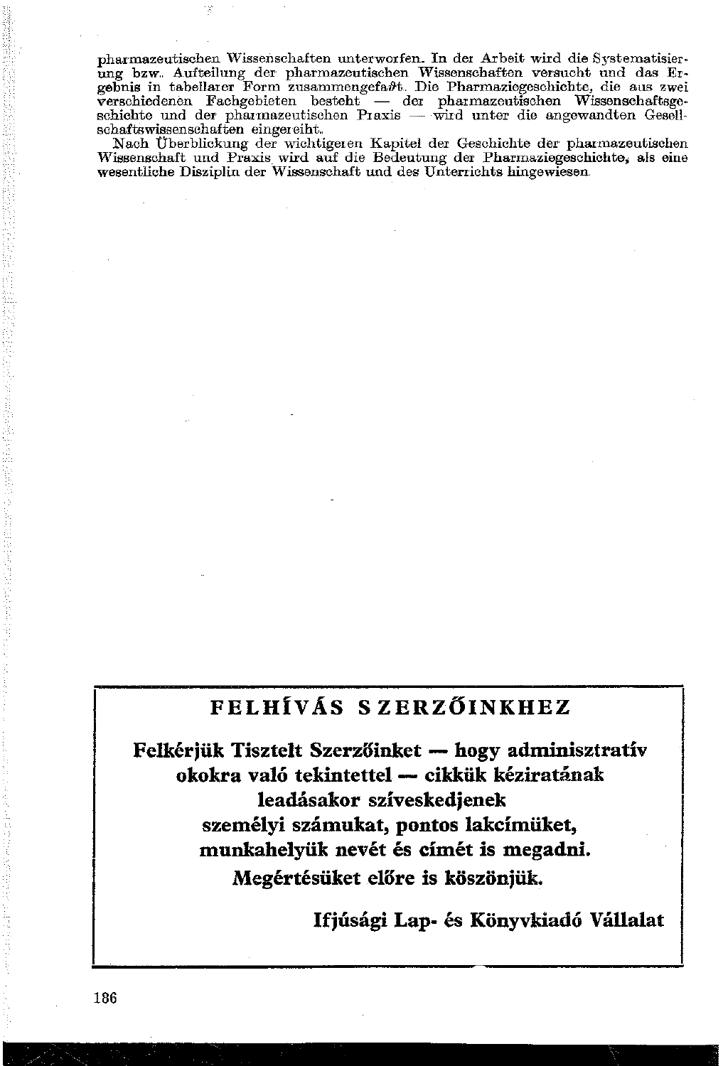pharmazeutischen Wissenschaften unterworfen. In der Arbeit wird die Systematisierung bzw. Aufteilung der pharmazeutischen Wissenschaften versucht und das Ergebnis in tabellarer Form zusammengefaßt. Die Pharmaziegeschichte, die aus zwei verschiedenen Fachgebieten besteht — der pharmazeutischen Wissenschaftsgeschichte und der pharmazeutischen Praxis — wird unter die angewandten Gesellschaftswissenschaften eingereiht.

Nach Überblickung der wichtigeren Kapitel der Geschichte der pharmazeutischen Wissenschaft und Praxis wird auf die Bedeutung der Pharmaziegeschichte, als eine wesentliche Disziplin der Wissenschaft und des Unterrichts hingewiesen.

## FELHÍVÁS SZERZŐINKHEZ

**Felkérjük Tisztelt Szerzőinket — hogy adminisztratív okokra való tekintettel — cikkük kéziratának leadásakor szíveskedjenek személyi számukat, pontos lakcímüket, munkahelyük nevét és címét is megadni. Megértésüket előre is köszönjük.**

**Ifjúsági Lap- és Könyvkiadó Vállalat**